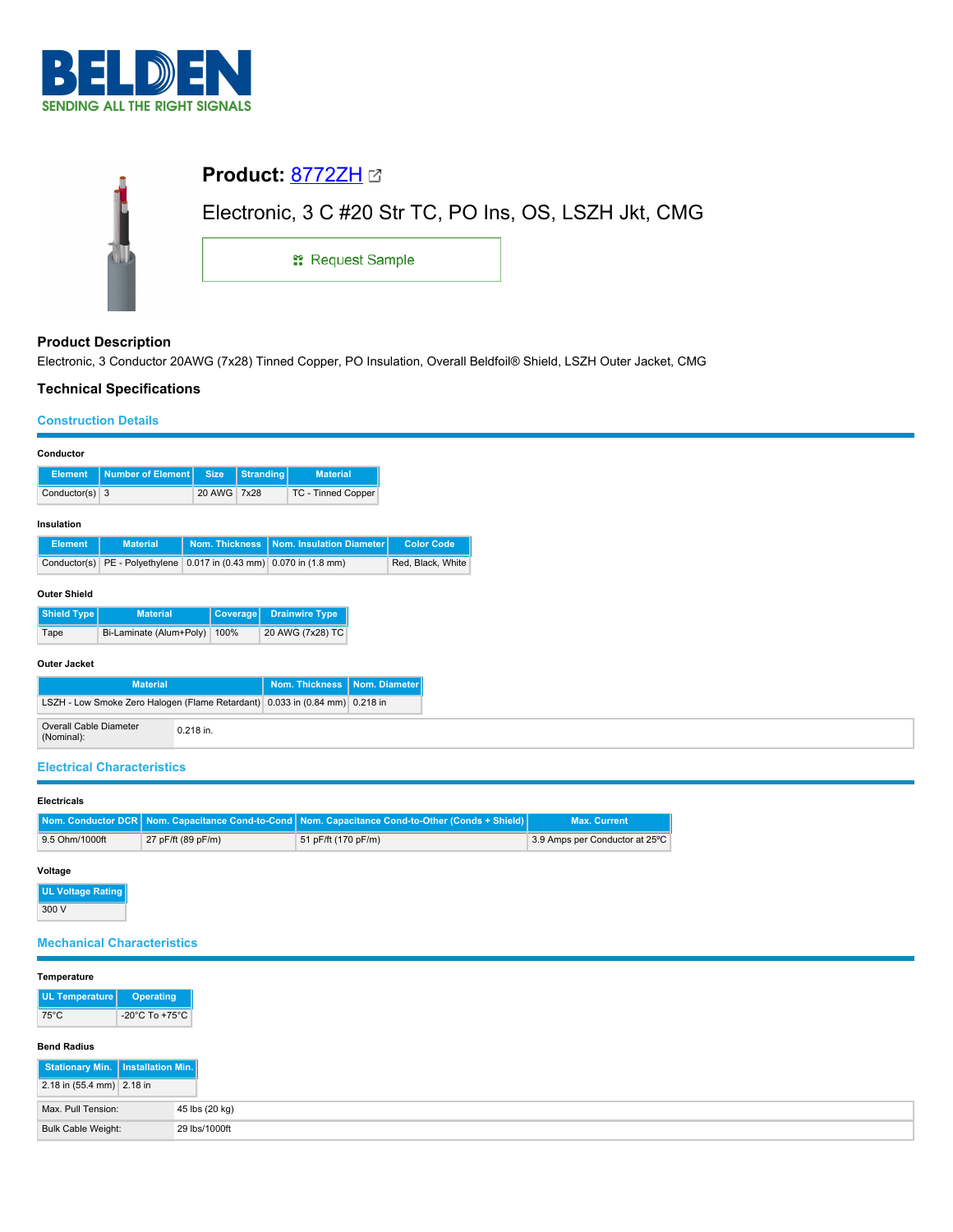# Product: 8772ZH

Electronic, 3 C #20 Str TC, PO Ins, OS, LSZH Jkt, CMG

Request Sample

## Product Description

Electronic, 3 Conductor 20AWG (7x28) Tinned Copper, PO Insulation, Overall Beldfoil® Shield, LSZH Outer Jacket, CMG

## Technical Specifications

### Construction Details

**Conductor**

| Element | Number of Element | Size | Stranding | Material |
|---|---|---|---|---|
| Conductor(s) | 3 | 20 AWG | 7x28 | TC - Tinned Copper |

**Insulation**

| Element | Material | Nom. Thickness | Nom. Insulation Diameter | Color Code |
|---|---|---|---|---|
| Conductor(s) | PE - Polyethylene | 0.017 in (0.43 mm) | 0.070 in (1.8 mm) | Red, Black, White |

**Outer Shield**

| Shield Type | Material | Coverage | Drainwire Type |
|---|---|---|---|
| Tape | Bi-Laminate (Alum+Poly) | 100% | 20 AWG (7x28) TC |

**Outer Jacket**

| Material | Nom. Thickness | Nom. Diameter |
|---|---|---|
| LSZH - Low Smoke Zero Halogen (Flame Retardant) | 0.033 in (0.84 mm) | 0.218 in |

| | |
|---|---|
| Overall Cable Diameter (Nominal): | 0.218 in. |

### Electrical Characteristics

**Electricals**

| Nom. Conductor DCR | Nom. Capacitance Cond-to-Cond | Nom. Capacitance Cond-to-Other (Conds + Shield) | Max. Current |
|---|---|---|---|
| 9.5 Ohm/1000ft | 27 pF/ft (89 pF/m) | 51 pF/ft (170 pF/m) | 3.9 Amps per Conductor at 25ºC |

**Voltage**

| UL Voltage Rating |
|---|
| 300 V |

### Mechanical Characteristics

**Temperature**

| UL Temperature | Operating |
|---|---|
| 75°C | -20°C To +75°C |

**Bend Radius**

| Stationary Min. | Installation Min. |
|---|---|
| 2.18 in (55.4 mm) | 2.18 in |

| | |
|---|---|
| Max. Pull Tension: | 45 lbs (20 kg) |
| Bulk Cable Weight: | 29 lbs/1000ft |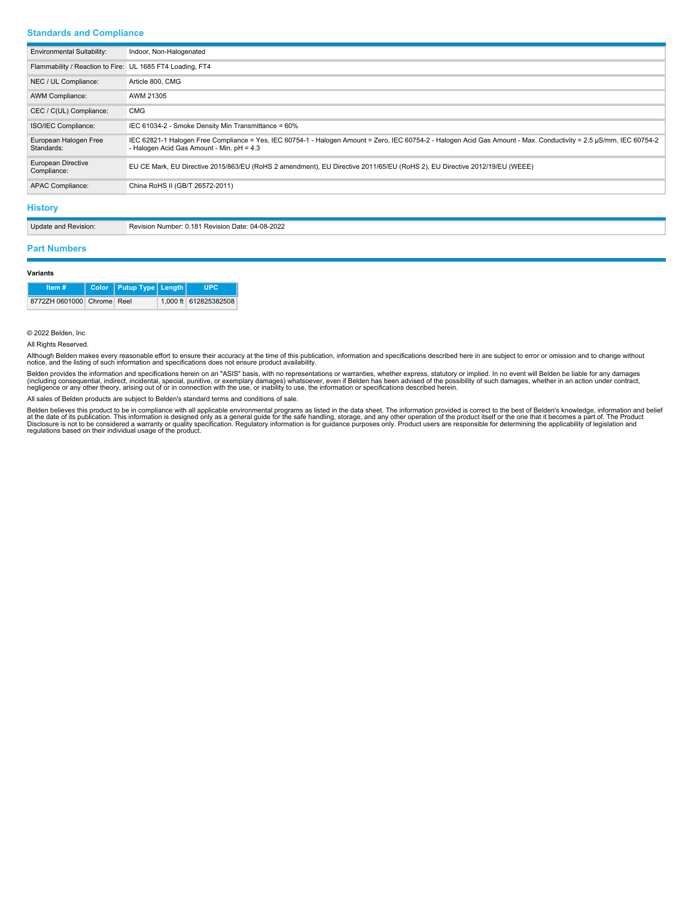## Standards and Compliance

| | |
|---|---|
| Environmental Suitability: | Indoor, Non-Halogenated |
| Flammability / Reaction to Fire: | UL 1685 FT4 Loading, FT4 |
| NEC / UL Compliance: | Article 800, CMG |
| AWM Compliance: | AWM 21305 |
| CEC / C(UL) Compliance: | CMG |
| ISO/IEC Compliance: | IEC 61034-2 - Smoke Density Min Transmittance = 60% |
| European Halogen Free Standards: | IEC 62821-1 Halogen Free Compliance = Yes, IEC 60754-1 - Halogen Amount = Zero, IEC 60754-2 - Halogen Acid Gas Amount - Max. Conductivity = 2.5 µS/mm, IEC 60754-2 - Halogen Acid Gas Amount - Min. pH = 4.3 |
| European Directive Compliance: | EU CE Mark, EU Directive 2015/863/EU (RoHS 2 amendment), EU Directive 2011/65/EU (RoHS 2), EU Directive 2012/19/EU (WEEE) |
| APAC Compliance: | China RoHS II (GB/T 26572-2011) |

## History

| | |
|---|---|
| Update and Revision: | Revision Number: 0.181 Revision Date: 04-08-2022 |

## Part Numbers

**Variants**

| Item # | Color | Putup Type | Length | UPC |
|---|---|---|---|---|
| 8772ZH 0601000 | Chrome | Reel | 1,000 ft | 612825382508 |

© 2022 Belden, Inc

All Rights Reserved.

Although Belden makes every reasonable effort to ensure their accuracy at the time of this publication, information and specifications described here in are subject to error or omission and to change without notice, and the listing of such information and specifications does not ensure product availability.

Belden provides the information and specifications herein on an "ASIS" basis, with no representations or warranties, whether express, statutory or implied. In no event will Belden be liable for any damages (including consequential, indirect, incidental, special, punitive, or exemplary damages) whatsoever, even if Belden has been advised of the possibility of such damages, whether in an action under contract, negligence or any other theory, arising out of or in connection with the use, or inability to use, the information or specifications described herein.

All sales of Belden products are subject to Belden's standard terms and conditions of sale.

Belden believes this product to be in compliance with all applicable environmental programs as listed in the data sheet. The information provided is correct to the best of Belden's knowledge, information and belief at the date of its publication. This information is designed only as a general guide for the safe handling, storage, and any other operation of the product itself or the one that it becomes a part of. The Product Disclosure is not to be considered a warranty or quality specification. Regulatory information is for guidance purposes only. Product users are responsible for determining the applicability of legislation and regulations based on their individual usage of the product.